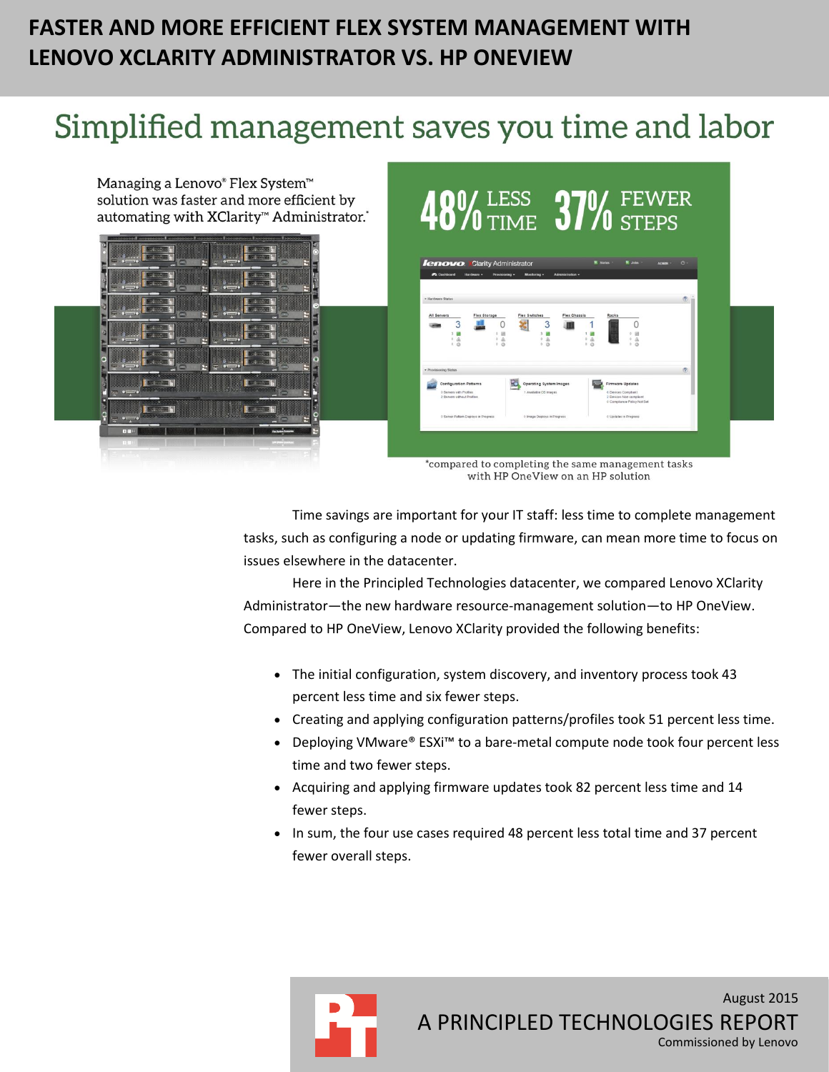# FASTER AND MORE EFFICIENT FLEX SYSTEM MANAGEMENT WITH LENOVO XCLARITY ADMINISTRATOR VS. HP ONEVIEW

## Simplified management saves you time and labor

Managing a Lenovo® Flex System™ solution was faster and more efficient by automating with XClarity™ Administrator.*

**48% LESS TIME** **37% FEWER STEPS**

*compared to completing the same management tasks with HP OneView on an HP solution

Time savings are important for your IT staff: less time to complete management tasks, such as configuring a node or updating firmware, can mean more time to focus on issues elsewhere in the datacenter.

Here in the Principled Technologies datacenter, we compared Lenovo XClarity Administrator—the new hardware resource-management solution—to HP OneView. Compared to HP OneView, Lenovo XClarity provided the following benefits:

- The initial configuration, system discovery, and inventory process took 43 percent less time and six fewer steps.
- Creating and applying configuration patterns/profiles took 51 percent less time.
- Deploying VMware® ESXi™ to a bare-metal compute node took four percent less time and two fewer steps.
- Acquiring and applying firmware updates took 82 percent less time and 14 fewer steps.
- In sum, the four use cases required 48 percent less total time and 37 percent fewer overall steps.

August 2015

A PRINCIPLED TECHNOLOGIES REPORT

Commissioned by Lenovo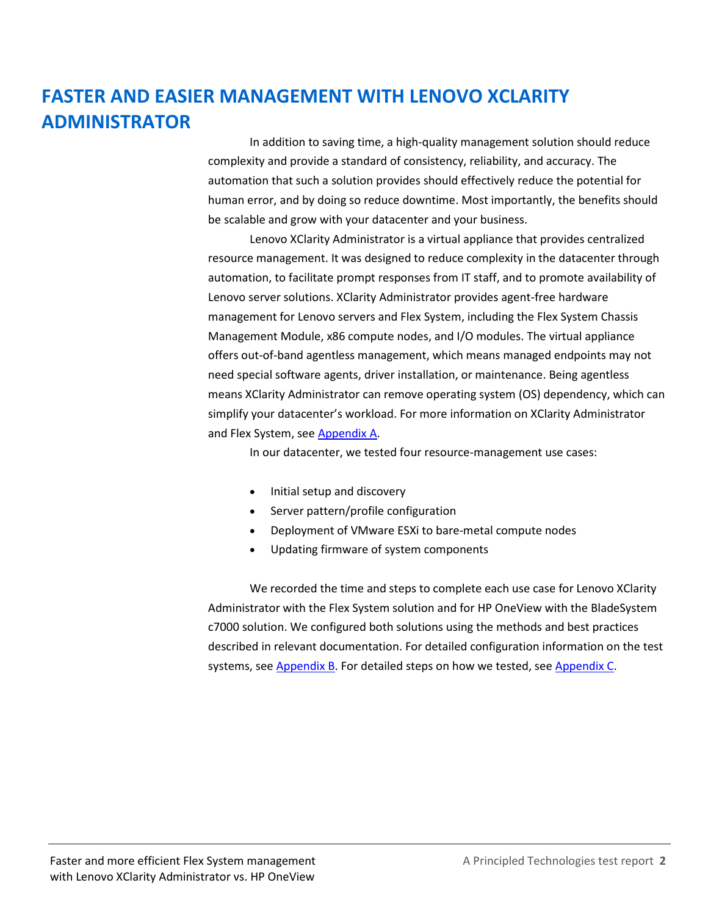# FASTER AND EASIER MANAGEMENT WITH LENOVO XCLARITY ADMINISTRATOR

In addition to saving time, a high-quality management solution should reduce complexity and provide a standard of consistency, reliability, and accuracy. The automation that such a solution provides should effectively reduce the potential for human error, and by doing so reduce downtime. Most importantly, the benefits should be scalable and grow with your datacenter and your business.

Lenovo XClarity Administrator is a virtual appliance that provides centralized resource management. It was designed to reduce complexity in the datacenter through automation, to facilitate prompt responses from IT staff, and to promote availability of Lenovo server solutions. XClarity Administrator provides agent-free hardware management for Lenovo servers and Flex System, including the Flex System Chassis Management Module, x86 compute nodes, and I/O modules. The virtual appliance offers out-of-band agentless management, which means managed endpoints may not need special software agents, driver installation, or maintenance. Being agentless means XClarity Administrator can remove operating system (OS) dependency, which can simplify your datacenter's workload. For more information on XClarity Administrator and Flex System, see Appendix A.

In our datacenter, we tested four resource-management use cases:

- Initial setup and discovery
- Server pattern/profile configuration
- Deployment of VMware ESXi to bare-metal compute nodes
- Updating firmware of system components

We recorded the time and steps to complete each use case for Lenovo XClarity Administrator with the Flex System solution and for HP OneView with the BladeSystem c7000 solution. We configured both solutions using the methods and best practices described in relevant documentation. For detailed configuration information on the test systems, see Appendix B. For detailed steps on how we tested, see Appendix C.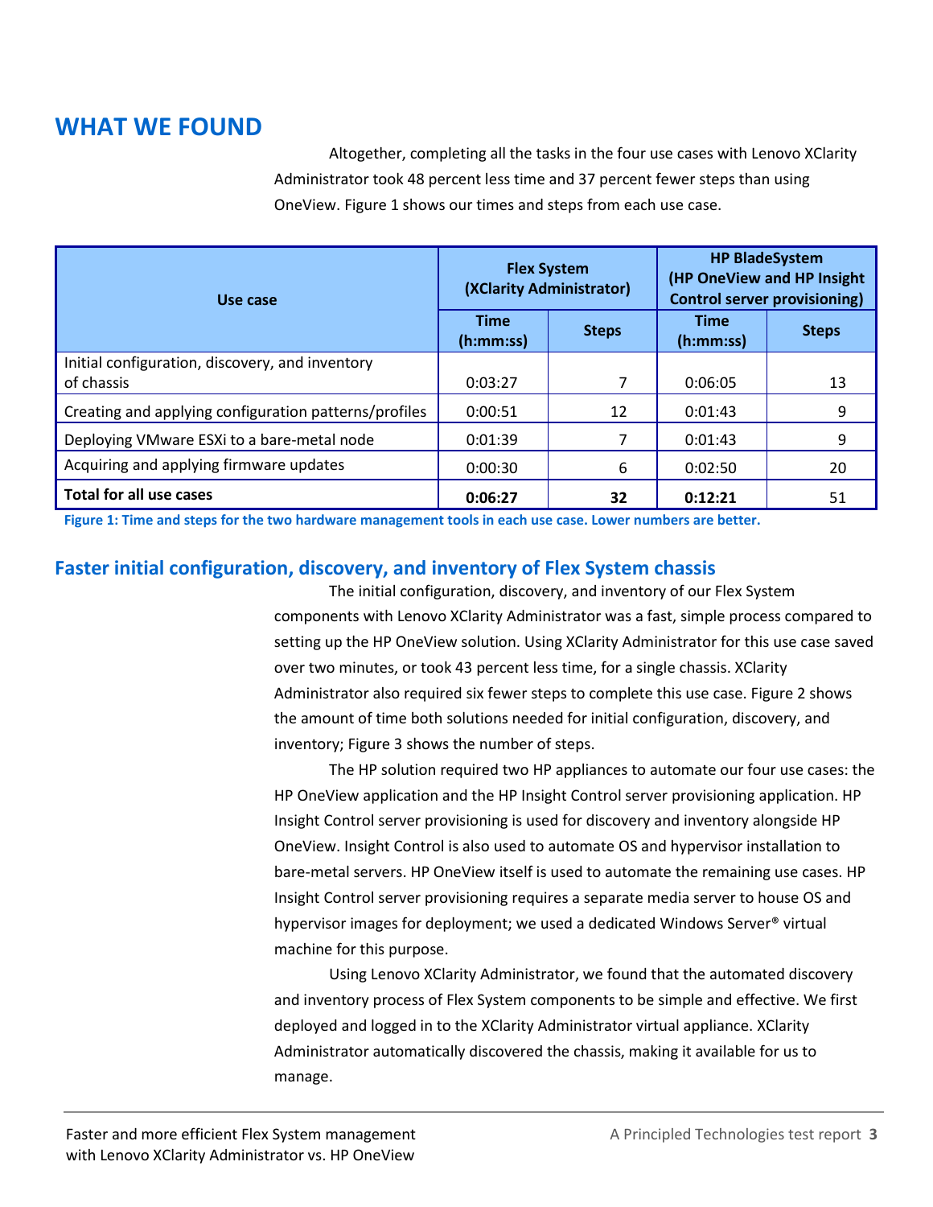## WHAT WE FOUND

Altogether, completing all the tasks in the four use cases with Lenovo XClarity Administrator took 48 percent less time and 37 percent fewer steps than using OneView. Figure 1 shows our times and steps from each use case.

| Use case | Flex System (XClarity Administrator) | | HP BladeSystem (HP OneView and HP Insight Control server provisioning) | |
|---|---|---|---|---|
| | Time (h:mm:ss) | Steps | Time (h:mm:ss) | Steps |
| Initial configuration, discovery, and inventory of chassis | 0:03:27 | 7 | 0:06:05 | 13 |
| Creating and applying configuration patterns/profiles | 0:00:51 | 12 | 0:01:43 | 9 |
| Deploying VMware ESXi to a bare-metal node | 0:01:39 | 7 | 0:01:43 | 9 |
| Acquiring and applying firmware updates | 0:00:30 | 6 | 0:02:50 | 20 |
| **Total for all use cases** | **0:06:27** | **32** | **0:12:21** | 51 |

**Figure 1: Time and steps for the two hardware management tools in each use case. Lower numbers are better.**

### Faster initial configuration, discovery, and inventory of Flex System chassis

The initial configuration, discovery, and inventory of our Flex System components with Lenovo XClarity Administrator was a fast, simple process compared to setting up the HP OneView solution. Using XClarity Administrator for this use case saved over two minutes, or took 43 percent less time, for a single chassis. XClarity Administrator also required six fewer steps to complete this use case. Figure 2 shows the amount of time both solutions needed for initial configuration, discovery, and inventory; Figure 3 shows the number of steps.

The HP solution required two HP appliances to automate our four use cases: the HP OneView application and the HP Insight Control server provisioning application. HP Insight Control server provisioning is used for discovery and inventory alongside HP OneView. Insight Control is also used to automate OS and hypervisor installation to bare-metal servers. HP OneView itself is used to automate the remaining use cases. HP Insight Control server provisioning requires a separate media server to house OS and hypervisor images for deployment; we used a dedicated Windows Server® virtual machine for this purpose.

Using Lenovo XClarity Administrator, we found that the automated discovery and inventory process of Flex System components to be simple and effective. We first deployed and logged in to the XClarity Administrator virtual appliance. XClarity Administrator automatically discovered the chassis, making it available for us to manage.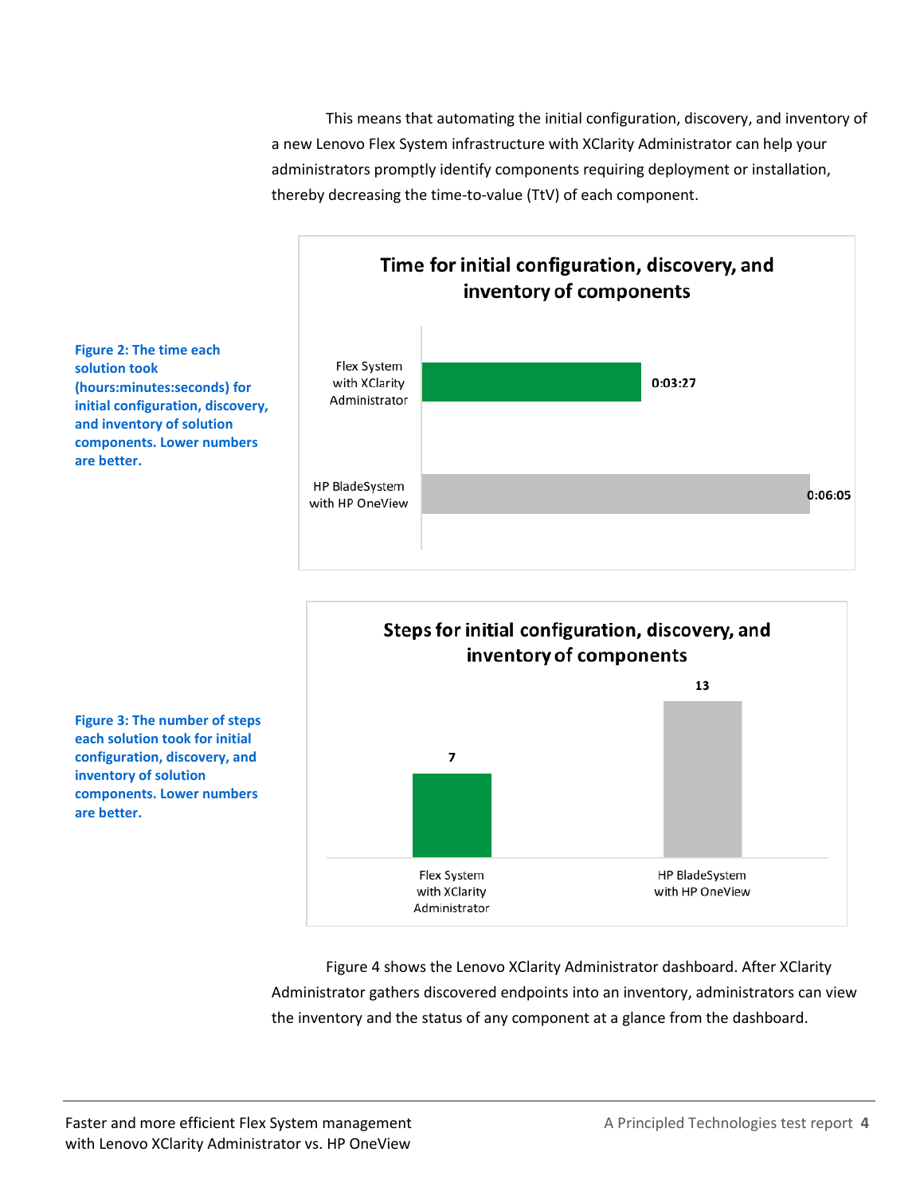This means that automating the initial configuration, discovery, and inventory of a new Lenovo Flex System infrastructure with XClarity Administrator can help your administrators promptly identify components requiring deployment or installation, thereby decreasing the time-to-value (TtV) of each component.

**Figure 2: The time each solution took (hours:minutes:seconds) for initial configuration, discovery, and inventory of solution components. Lower numbers are better.**

**Time for initial configuration, discovery, and inventory of components**

| Solution | Time |
| --- | --- |
| Flex System with XClarity Administrator | 0:03:27 |
| HP BladeSystem with HP OneView | 0:06:05 |

**Figure 3: The number of steps each solution took for initial configuration, discovery, and inventory of solution components. Lower numbers are better.**

**Steps for initial configuration, discovery, and inventory of components**

| Solution | Steps |
| --- | --- |
| Flex System with XClarity Administrator | 7 |
| HP BladeSystem with HP OneView | 13 |

Figure 4 shows the Lenovo XClarity Administrator dashboard. After XClarity Administrator gathers discovered endpoints into an inventory, administrators can view the inventory and the status of any component at a glance from the dashboard.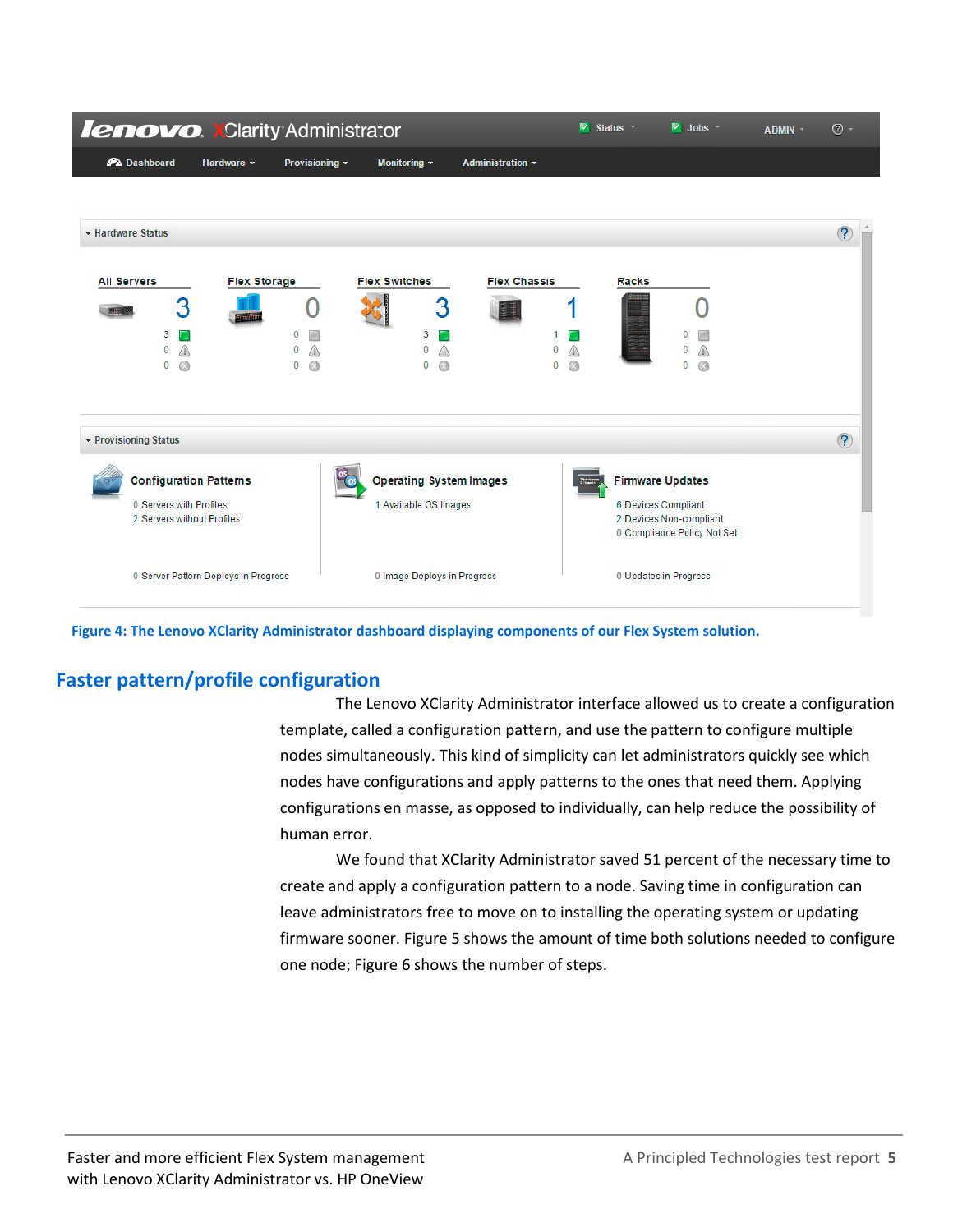Figure 4: The Lenovo XClarity Administrator dashboard displaying components of our Flex System solution.

## Faster pattern/profile configuration

The Lenovo XClarity Administrator interface allowed us to create a configuration template, called a configuration pattern, and use the pattern to configure multiple nodes simultaneously. This kind of simplicity can let administrators quickly see which nodes have configurations and apply patterns to the ones that need them. Applying configurations en masse, as opposed to individually, can help reduce the possibility of human error.

We found that XClarity Administrator saved 51 percent of the necessary time to create and apply a configuration pattern to a node. Saving time in configuration can leave administrators free to move on to installing the operating system or updating firmware sooner. Figure 5 shows the amount of time both solutions needed to configure one node; Figure 6 shows the number of steps.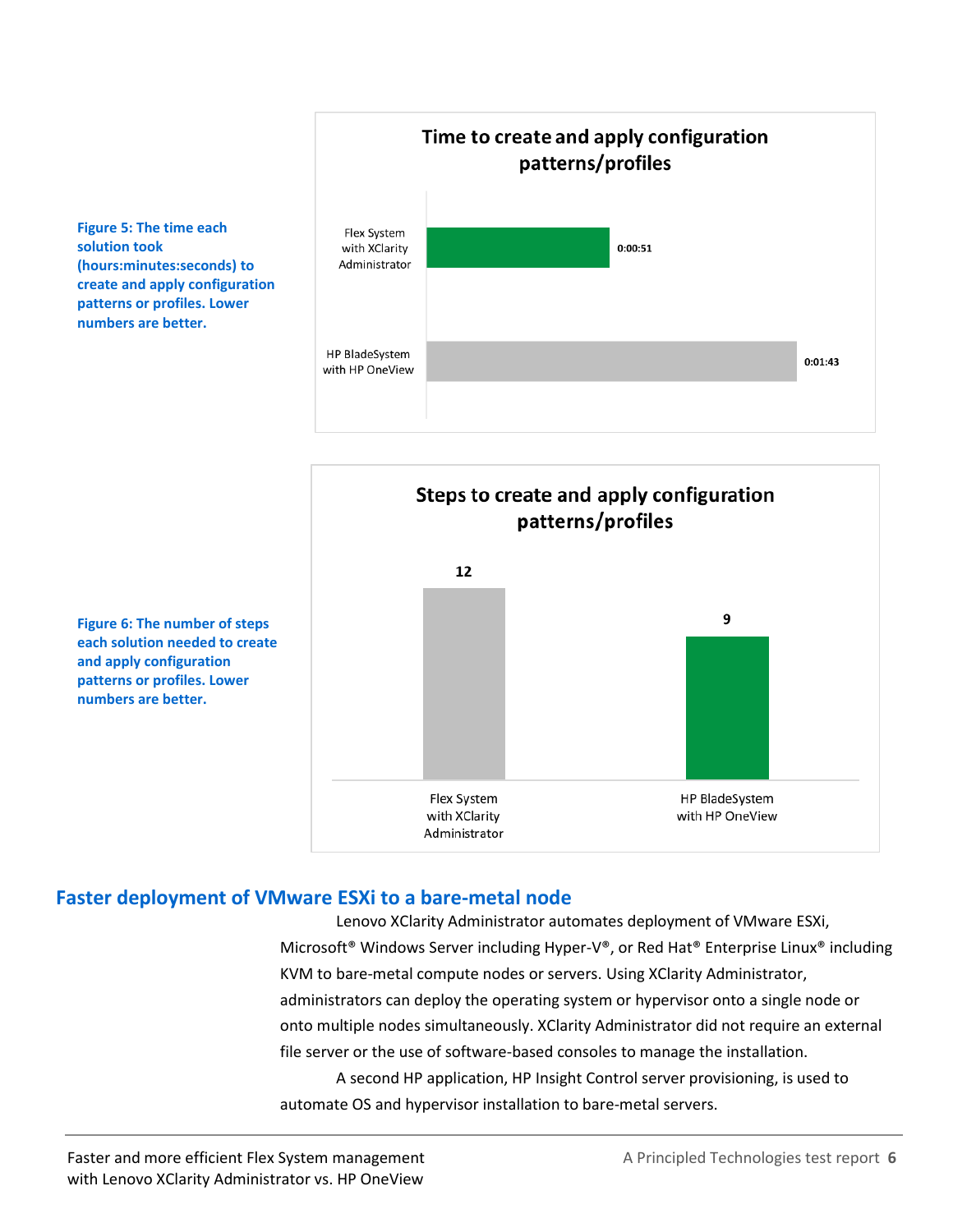Figure 5: The time each solution took (hours:minutes:seconds) to create and apply configuration patterns or profiles. Lower numbers are better.

**Time to create and apply configuration patterns/profiles**

| Solution | Time |
| --- | --- |
| Flex System with XClarity Administrator | 0:00:51 |
| HP BladeSystem with HP OneView | 0:01:43 |

Figure 6: The number of steps each solution needed to create and apply configuration patterns or profiles. Lower numbers are better.

**Steps to create and apply configuration patterns/profiles**

| Solution | Steps |
| --- | --- |
| Flex System with XClarity Administrator | 12 |
| HP BladeSystem with HP OneView | 9 |

## Faster deployment of VMware ESXi to a bare-metal node

Lenovo XClarity Administrator automates deployment of VMware ESXi, Microsoft® Windows Server including Hyper-V®, or Red Hat® Enterprise Linux® including KVM to bare-metal compute nodes or servers. Using XClarity Administrator, administrators can deploy the operating system or hypervisor onto a single node or onto multiple nodes simultaneously. XClarity Administrator did not require an external file server or the use of software-based consoles to manage the installation.

A second HP application, HP Insight Control server provisioning, is used to automate OS and hypervisor installation to bare-metal servers.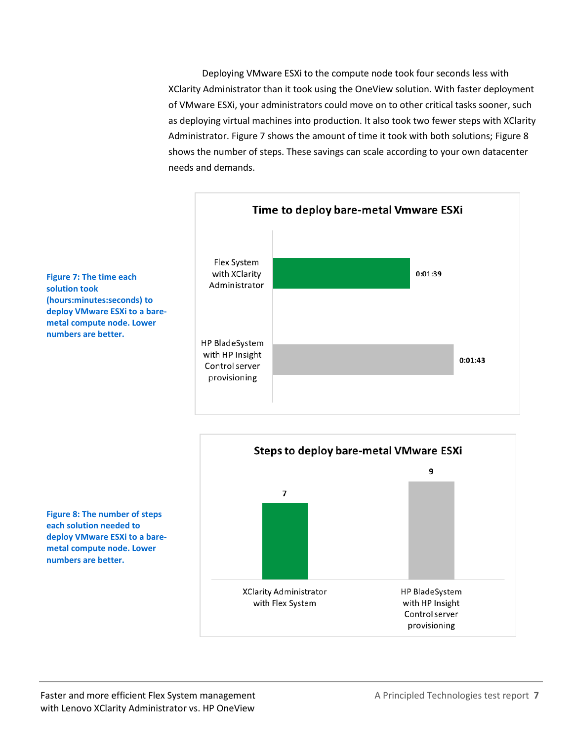Deploying VMware ESXi to the compute node took four seconds less with XClarity Administrator than it took using the OneView solution. With faster deployment of VMware ESXi, your administrators could move on to other critical tasks sooner, such as deploying virtual machines into production. It also took two fewer steps with XClarity Administrator. Figure 7 shows the amount of time it took with both solutions; Figure 8 shows the number of steps. These savings can scale according to your own datacenter needs and demands.

**Time to deploy bare-metal Vmware ESXi**

| Solution | Time |
|---|---|
| Flex System with XClarity Administrator | 0:01:39 |
| HP BladeSystem with HP Insight Control server provisioning | 0:01:43 |

**Figure 7: The time each solution took (hours:minutes:seconds) to deploy VMware ESXi to a bare-metal compute node. Lower numbers are better.**

**Steps to deploy bare-metal VMware ESXi**

| Solution | Steps |
|---|---|
| XClarity Administrator with Flex System | 7 |
| HP BladeSystem with HP Insight Control server provisioning | 9 |

**Figure 8: The number of steps each solution needed to deploy VMware ESXi to a bare-metal compute node. Lower numbers are better.**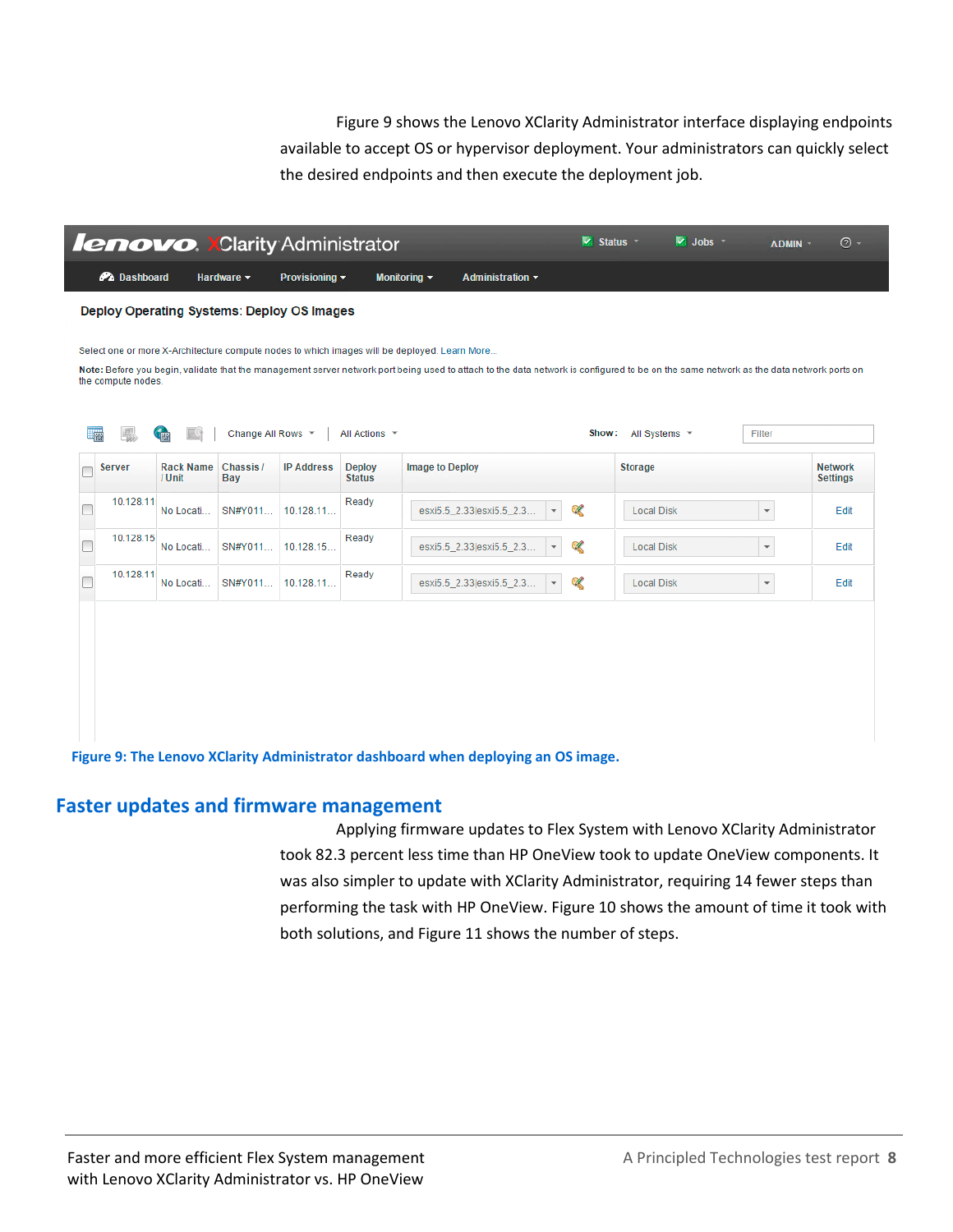Figure 9 shows the Lenovo XClarity Administrator interface displaying endpoints available to accept OS or hypervisor deployment. Your administrators can quickly select the desired endpoints and then execute the deployment job.

**Figure 9: The Lenovo XClarity Administrator dashboard when deploying an OS image.**

## Faster updates and firmware management

Applying firmware updates to Flex System with Lenovo XClarity Administrator took 82.3 percent less time than HP OneView took to update OneView components. It was also simpler to update with XClarity Administrator, requiring 14 fewer steps than performing the task with HP OneView. Figure 10 shows the amount of time it took with both solutions, and Figure 11 shows the number of steps.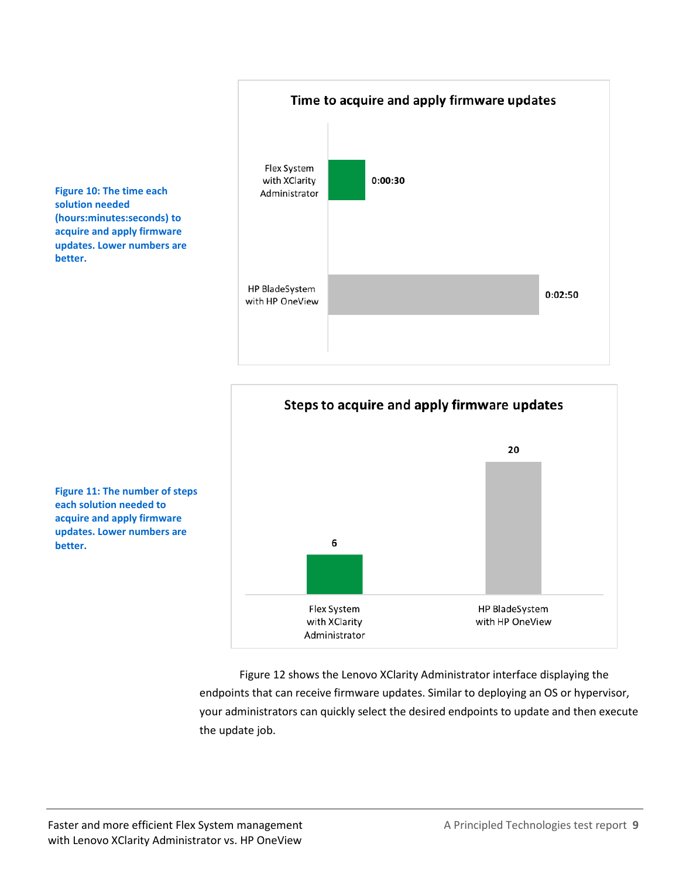**Figure 10: The time each solution needed (hours:minutes:seconds) to acquire and apply firmware updates. Lower numbers are better.**

**Time to acquire and apply firmware updates**

| Solution | Time |
| --- | --- |
| Flex System with XClarity Administrator | 0:00:30 |
| HP BladeSystem with HP OneView | 0:02:50 |

**Figure 11: The number of steps each solution needed to acquire and apply firmware updates. Lower numbers are better.**

**Steps to acquire and apply firmware updates**

| Solution | Steps |
| --- | --- |
| Flex System with XClarity Administrator | 6 |
| HP BladeSystem with HP OneView | 20 |

Figure 12 shows the Lenovo XClarity Administrator interface displaying the endpoints that can receive firmware updates. Similar to deploying an OS or hypervisor, your administrators can quickly select the desired endpoints to update and then execute the update job.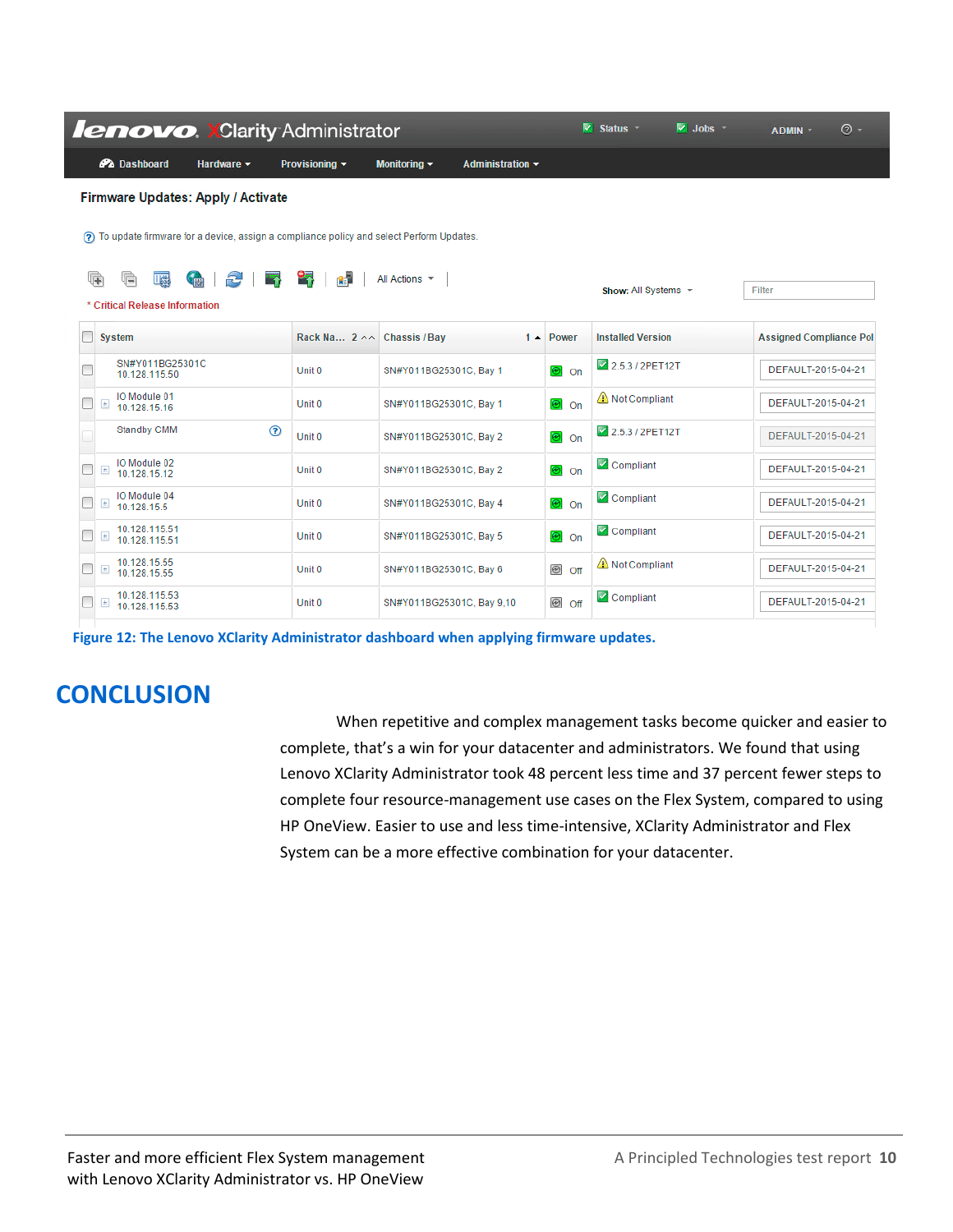Firmware Updates: Apply / Activate

To update firmware for a device, assign a compliance policy and select Perform Updates.

* Critical Release Information

| System | Rack Name | Chassis / Bay | Power | Installed Version | Assigned Compliance Policy |
|---|---|---|---|---|---|
| SN#Y011BG25301C 10.128.115.50 | Unit 0 | SN#Y011BG25301C, Bay 1 | On | 2.5.3 / 2PET12T | DEFAULT-2015-04-21 |
| IO Module 01 10.128.15.16 | Unit 0 | SN#Y011BG25301C, Bay 1 | On | Not Compliant | DEFAULT-2015-04-21 |
| Standby CMM | Unit 0 | SN#Y011BG25301C, Bay 2 | On | 2.5.3 / 2PET12T | DEFAULT-2015-04-21 |
| IO Module 02 10.128.15.12 | Unit 0 | SN#Y011BG25301C, Bay 2 | On | Compliant | DEFAULT-2015-04-21 |
| IO Module 04 10.128.15.5 | Unit 0 | SN#Y011BG25301C, Bay 4 | On | Compliant | DEFAULT-2015-04-21 |
| 10.128.115.51 10.128.115.51 | Unit 0 | SN#Y011BG25301C, Bay 5 | On | Compliant | DEFAULT-2015-04-21 |
| 10.128.15.55 10.128.15.55 | Unit 0 | SN#Y011BG25301C, Bay 6 | Off | Not Compliant | DEFAULT-2015-04-21 |
| 10.128.115.53 10.128.115.53 | Unit 0 | SN#Y011BG25301C, Bay 9,10 | Off | Compliant | DEFAULT-2015-04-21 |

**Figure 12: The Lenovo XClarity Administrator dashboard when applying firmware updates.**

# CONCLUSION

When repetitive and complex management tasks become quicker and easier to complete, that's a win for your datacenter and administrators. We found that using Lenovo XClarity Administrator took 48 percent less time and 37 percent fewer steps to complete four resource-management use cases on the Flex System, compared to using HP OneView. Easier to use and less time-intensive, XClarity Administrator and Flex System can be a more effective combination for your datacenter.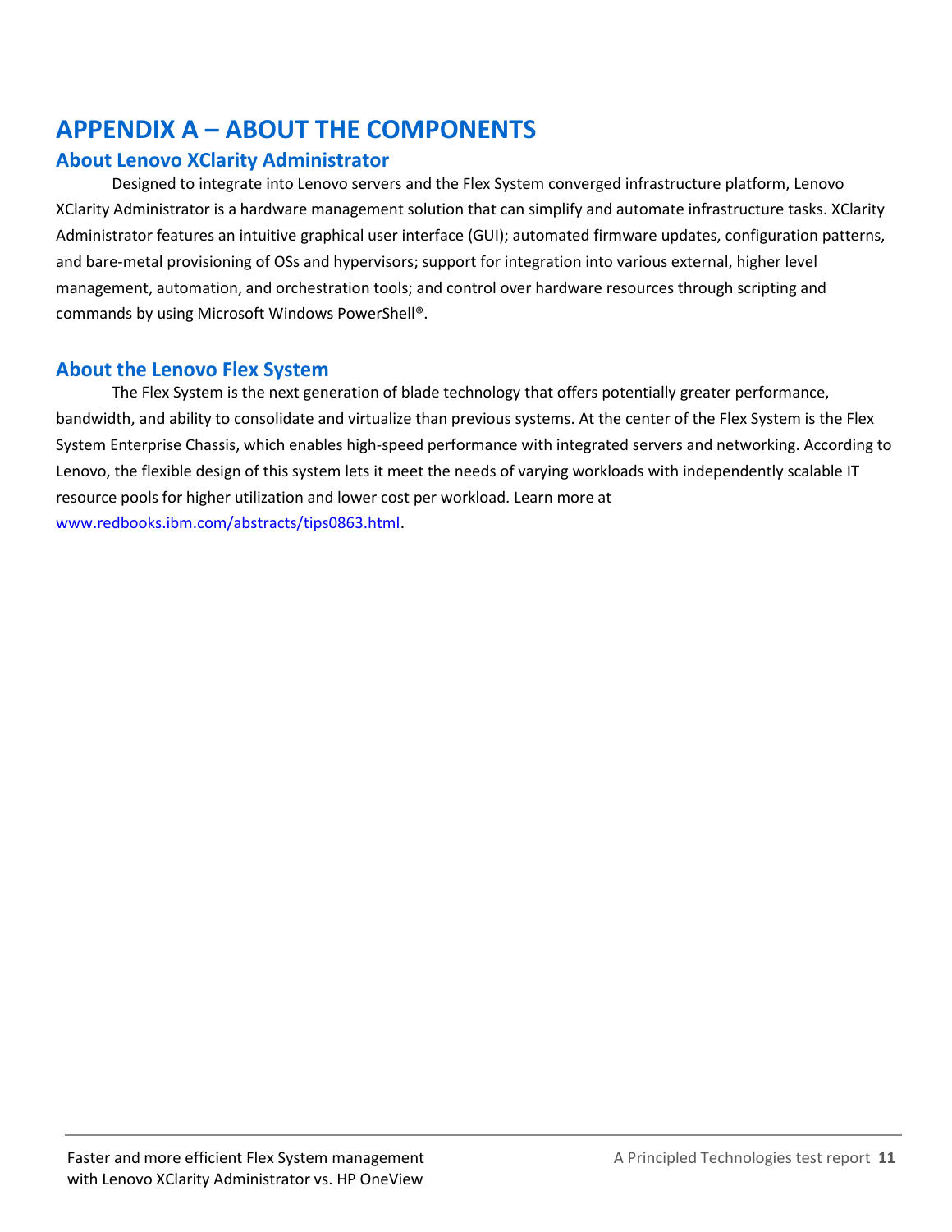# APPENDIX A – ABOUT THE COMPONENTS

## About Lenovo XClarity Administrator

Designed to integrate into Lenovo servers and the Flex System converged infrastructure platform, Lenovo XClarity Administrator is a hardware management solution that can simplify and automate infrastructure tasks. XClarity Administrator features an intuitive graphical user interface (GUI); automated firmware updates, configuration patterns, and bare-metal provisioning of OSs and hypervisors; support for integration into various external, higher level management, automation, and orchestration tools; and control over hardware resources through scripting and commands by using Microsoft Windows PowerShell®.

## About the Lenovo Flex System

The Flex System is the next generation of blade technology that offers potentially greater performance, bandwidth, and ability to consolidate and virtualize than previous systems. At the center of the Flex System is the Flex System Enterprise Chassis, which enables high-speed performance with integrated servers and networking. According to Lenovo, the flexible design of this system lets it meet the needs of varying workloads with independently scalable IT resource pools for higher utilization and lower cost per workload. Learn more at [www.redbooks.ibm.com/abstracts/tips0863.html](http://www.redbooks.ibm.com/abstracts/tips0863.html).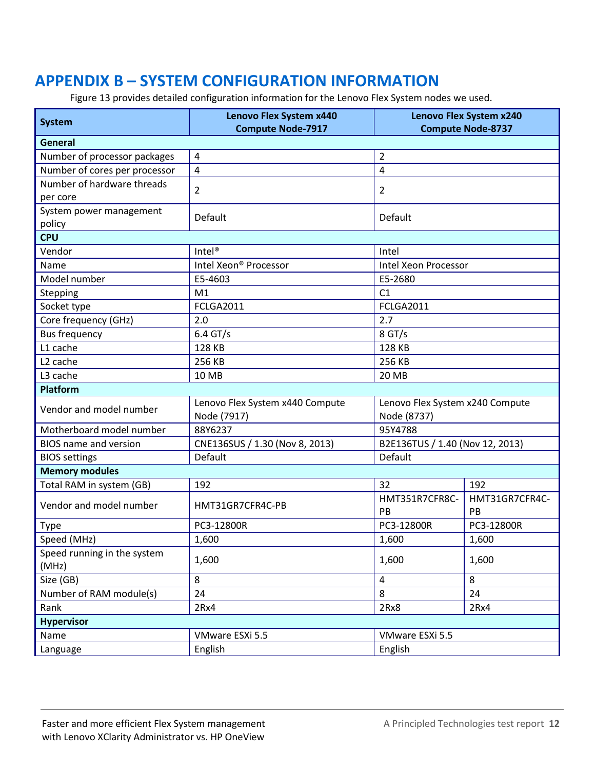# APPENDIX B – SYSTEM CONFIGURATION INFORMATION

Figure 13 provides detailed configuration information for the Lenovo Flex System nodes we used.

| System | Lenovo Flex System x440 Compute Node-7917 | Lenovo Flex System x240 Compute Node-8737 | |
|---|---|---|---|
| **General** | | | |
| Number of processor packages | 4 | 2 | |
| Number of cores per processor | 4 | 4 | |
| Number of hardware threads per core | 2 | 2 | |
| System power management policy | Default | Default | |
| **CPU** | | | |
| Vendor | Intel® | Intel | |
| Name | Intel Xeon® Processor | Intel Xeon Processor | |
| Model number | E5-4603 | E5-2680 | |
| Stepping | M1 | C1 | |
| Socket type | FCLGA2011 | FCLGA2011 | |
| Core frequency (GHz) | 2.0 | 2.7 | |
| Bus frequency | 6.4 GT/s | 8 GT/s | |
| L1 cache | 128 KB | 128 KB | |
| L2 cache | 256 KB | 256 KB | |
| L3 cache | 10 MB | 20 MB | |
| **Platform** | | | |
| Vendor and model number | Lenovo Flex System x440 Compute Node (7917) | Lenovo Flex System x240 Compute Node (8737) | |
| Motherboard model number | 88Y6237 | 95Y4788 | |
| BIOS name and version | CNE136SUS / 1.30 (Nov 8, 2013) | B2E136TUS / 1.40 (Nov 12, 2013) | |
| BIOS settings | Default | Default | |
| **Memory modules** | | | |
| Total RAM in system (GB) | 192 | 32 | 192 |
| Vendor and model number | HMT31GR7CFR4C-PB | HMT351R7CFR8C-PB | HMT31GR7CFR4C-PB |
| Type | PC3-12800R | PC3-12800R | PC3-12800R |
| Speed (MHz) | 1,600 | 1,600 | 1,600 |
| Speed running in the system (MHz) | 1,600 | 1,600 | 1,600 |
| Size (GB) | 8 | 4 | 8 |
| Number of RAM module(s) | 24 | 8 | 24 |
| Rank | 2Rx4 | 2Rx8 | 2Rx4 |
| **Hypervisor** | | | |
| Name | VMware ESXi 5.5 | VMware ESXi 5.5 | |
| Language | English | English | |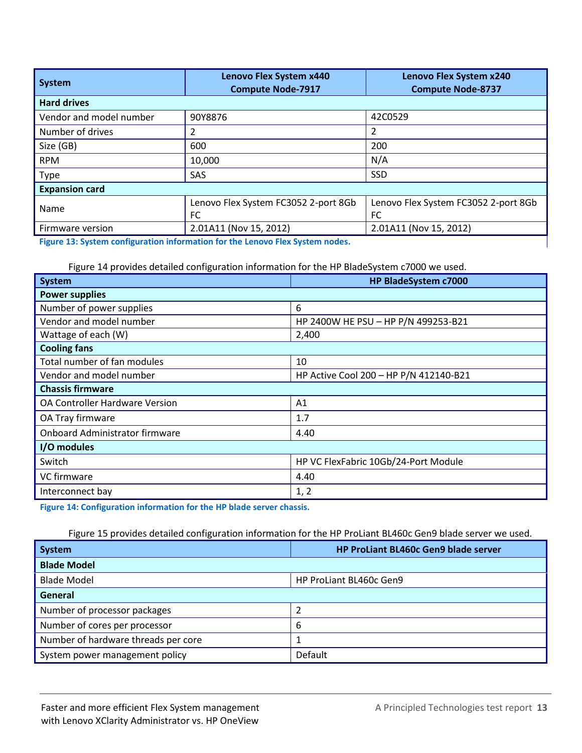| System | Lenovo Flex System x440 Compute Node-7917 | Lenovo Flex System x240 Compute Node-8737 |
| --- | --- | --- |
| **Hard drives** | | |
| Vendor and model number | 90Y8876 | 42C0529 |
| Number of drives | 2 | 2 |
| Size (GB) | 600 | 200 |
| RPM | 10,000 | N/A |
| Type | SAS | SSD |
| **Expansion card** | | |
| Name | Lenovo Flex System FC3052 2-port 8Gb FC | Lenovo Flex System FC3052 2-port 8Gb FC |
| Firmware version | 2.01A11 (Nov 15, 2012) | 2.01A11 (Nov 15, 2012) |

**Figure 13: System configuration information for the Lenovo Flex System nodes.**

Figure 14 provides detailed configuration information for the HP BladeSystem c7000 we used.

| System | HP BladeSystem c7000 |
| --- | --- |
| **Power supplies** | |
| Number of power supplies | 6 |
| Vendor and model number | HP 2400W HE PSU – HP P/N 499253-B21 |
| Wattage of each (W) | 2,400 |
| **Cooling fans** | |
| Total number of fan modules | 10 |
| Vendor and model number | HP Active Cool 200 – HP P/N 412140-B21 |
| **Chassis firmware** | |
| OA Controller Hardware Version | A1 |
| OA Tray firmware | 1.7 |
| Onboard Administrator firmware | 4.40 |
| **I/O modules** | |
| Switch | HP VC FlexFabric 10Gb/24-Port Module |
| VC firmware | 4.40 |
| Interconnect bay | 1, 2 |

**Figure 14: Configuration information for the HP blade server chassis.**

Figure 15 provides detailed configuration information for the HP ProLiant BL460c Gen9 blade server we used.

| System | HP ProLiant BL460c Gen9 blade server |
| --- | --- |
| **Blade Model** | |
| Blade Model | HP ProLiant BL460c Gen9 |
| **General** | |
| Number of processor packages | 2 |
| Number of cores per processor | 6 |
| Number of hardware threads per core | 1 |
| System power management policy | Default |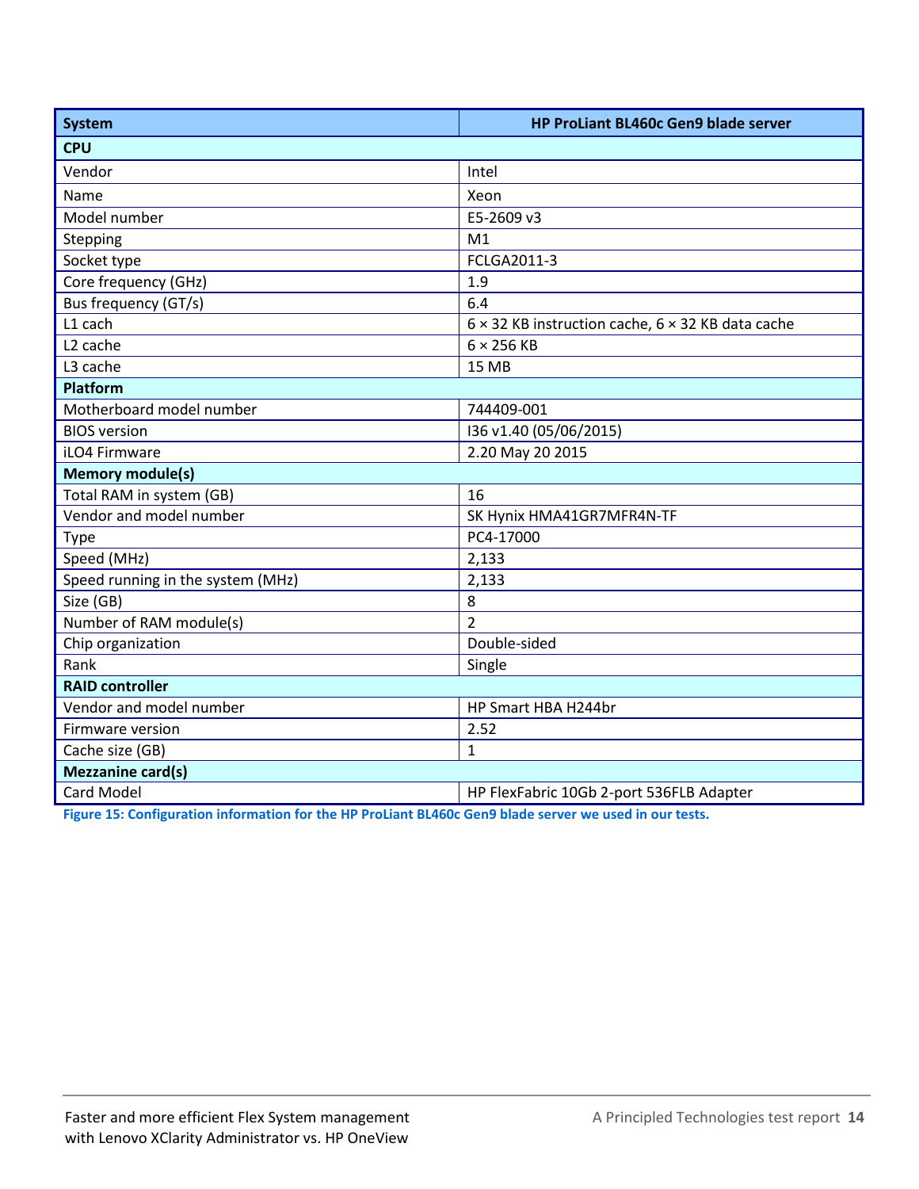| System | HP ProLiant BL460c Gen9 blade server |
|---|---|
| **CPU** | |
| Vendor | Intel |
| Name | Xeon |
| Model number | E5-2609 v3 |
| Stepping | M1 |
| Socket type | FCLGA2011-3 |
| Core frequency (GHz) | 1.9 |
| Bus frequency (GT/s) | 6.4 |
| L1 cach | 6 × 32 KB instruction cache, 6 × 32 KB data cache |
| L2 cache | 6 × 256 KB |
| L3 cache | 15 MB |
| **Platform** | |
| Motherboard model number | 744409-001 |
| BIOS version | I36 v1.40 (05/06/2015) |
| iLO4 Firmware | 2.20 May 20 2015 |
| **Memory module(s)** | |
| Total RAM in system (GB) | 16 |
| Vendor and model number | SK Hynix HMA41GR7MFR4N-TF |
| Type | PC4-17000 |
| Speed (MHz) | 2,133 |
| Speed running in the system (MHz) | 2,133 |
| Size (GB) | 8 |
| Number of RAM module(s) | 2 |
| Chip organization | Double-sided |
| Rank | Single |
| **RAID controller** | |
| Vendor and model number | HP Smart HBA H244br |
| Firmware version | 2.52 |
| Cache size (GB) | 1 |
| **Mezzanine card(s)** | |
| Card Model | HP FlexFabric 10Gb 2-port 536FLB Adapter |

**Figure 15: Configuration information for the HP ProLiant BL460c Gen9 blade server we used in our tests.**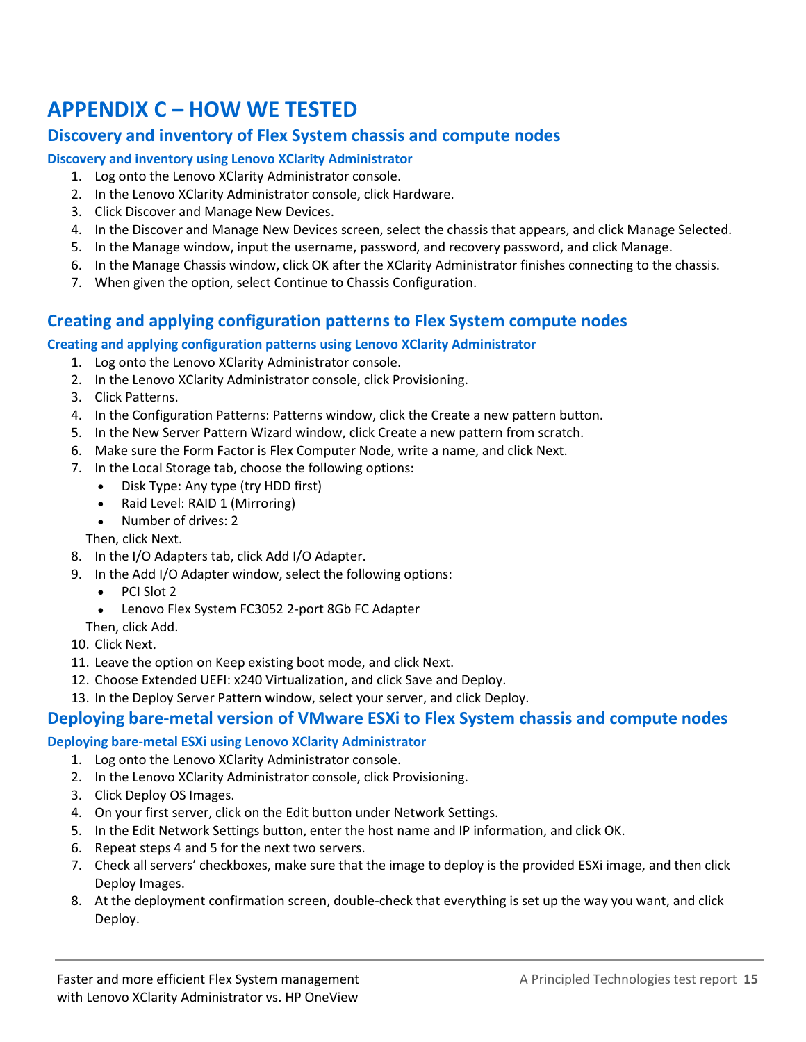# APPENDIX C – HOW WE TESTED

## Discovery and inventory of Flex System chassis and compute nodes

### Discovery and inventory using Lenovo XClarity Administrator

1. Log onto the Lenovo XClarity Administrator console.
2. In the Lenovo XClarity Administrator console, click Hardware.
3. Click Discover and Manage New Devices.
4. In the Discover and Manage New Devices screen, select the chassis that appears, and click Manage Selected.
5. In the Manage window, input the username, password, and recovery password, and click Manage.
6. In the Manage Chassis window, click OK after the XClarity Administrator finishes connecting to the chassis.
7. When given the option, select Continue to Chassis Configuration.

## Creating and applying configuration patterns to Flex System compute nodes

### Creating and applying configuration patterns using Lenovo XClarity Administrator

1. Log onto the Lenovo XClarity Administrator console.
2. In the Lenovo XClarity Administrator console, click Provisioning.
3. Click Patterns.
4. In the Configuration Patterns: Patterns window, click the Create a new pattern button.
5. In the New Server Pattern Wizard window, click Create a new pattern from scratch.
6. Make sure the Form Factor is Flex Computer Node, write a name, and click Next.
7. In the Local Storage tab, choose the following options:
   - Disk Type: Any type (try HDD first)
   - Raid Level: RAID 1 (Mirroring)
   - Number of drives: 2

   Then, click Next.
8. In the I/O Adapters tab, click Add I/O Adapter.
9. In the Add I/O Adapter window, select the following options:
   - PCI Slot 2
   - Lenovo Flex System FC3052 2-port 8Gb FC Adapter

   Then, click Add.
10. Click Next.
11. Leave the option on Keep existing boot mode, and click Next.
12. Choose Extended UEFI: x240 Virtualization, and click Save and Deploy.
13. In the Deploy Server Pattern window, select your server, and click Deploy.

## Deploying bare-metal version of VMware ESXi to Flex System chassis and compute nodes

### Deploying bare-metal ESXi using Lenovo XClarity Administrator

1. Log onto the Lenovo XClarity Administrator console.
2. In the Lenovo XClarity Administrator console, click Provisioning.
3. Click Deploy OS Images.
4. On your first server, click on the Edit button under Network Settings.
5. In the Edit Network Settings button, enter the host name and IP information, and click OK.
6. Repeat steps 4 and 5 for the next two servers.
7. Check all servers' checkboxes, make sure that the image to deploy is the provided ESXi image, and then click Deploy Images.
8. At the deployment confirmation screen, double-check that everything is set up the way you want, and click Deploy.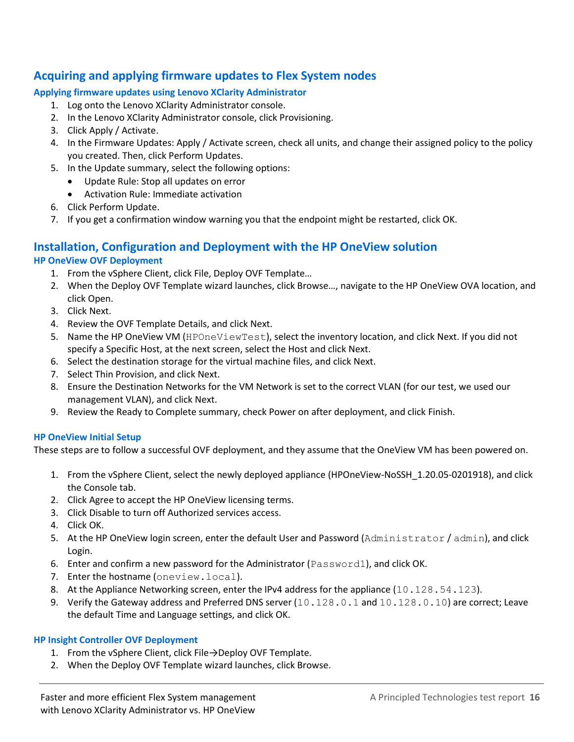## Acquiring and applying firmware updates to Flex System nodes

### Applying firmware updates using Lenovo XClarity Administrator

1. Log onto the Lenovo XClarity Administrator console.
2. In the Lenovo XClarity Administrator console, click Provisioning.
3. Click Apply / Activate.
4. In the Firmware Updates: Apply / Activate screen, check all units, and change their assigned policy to the policy you created. Then, click Perform Updates.
5. In the Update summary, select the following options:
   - Update Rule: Stop all updates on error
   - Activation Rule: Immediate activation
6. Click Perform Update.
7. If you get a confirmation window warning you that the endpoint might be restarted, click OK.

## Installation, Configuration and Deployment with the HP OneView solution

### HP OneView OVF Deployment

1. From the vSphere Client, click File, Deploy OVF Template…
2. When the Deploy OVF Template wizard launches, click Browse…, navigate to the HP OneView OVA location, and click Open.
3. Click Next.
4. Review the OVF Template Details, and click Next.
5. Name the HP OneView VM (`HPOneViewTest`), select the inventory location, and click Next. If you did not specify a Specific Host, at the next screen, select the Host and click Next.
6. Select the destination storage for the virtual machine files, and click Next.
7. Select Thin Provision, and click Next.
8. Ensure the Destination Networks for the VM Network is set to the correct VLAN (for our test, we used our management VLAN), and click Next.
9. Review the Ready to Complete summary, check Power on after deployment, and click Finish.

### HP OneView Initial Setup

These steps are to follow a successful OVF deployment, and they assume that the OneView VM has been powered on.

1. From the vSphere Client, select the newly deployed appliance (HPOneView-NoSSH_1.20.05-0201918), and click the Console tab.
2. Click Agree to accept the HP OneView licensing terms.
3. Click Disable to turn off Authorized services access.
4. Click OK.
5. At the HP OneView login screen, enter the default User and Password (`Administrator` / `admin`), and click Login.
6. Enter and confirm a new password for the Administrator (`Password1`), and click OK.
7. Enter the hostname (`oneview.local`).
8. At the Appliance Networking screen, enter the IPv4 address for the appliance (`10.128.54.123`).
9. Verify the Gateway address and Preferred DNS server (`10.128.0.1` and `10.128.0.10`) are correct; Leave the default Time and Language settings, and click OK.

### HP Insight Controller OVF Deployment

1. From the vSphere Client, click File→Deploy OVF Template.
2. When the Deploy OVF Template wizard launches, click Browse.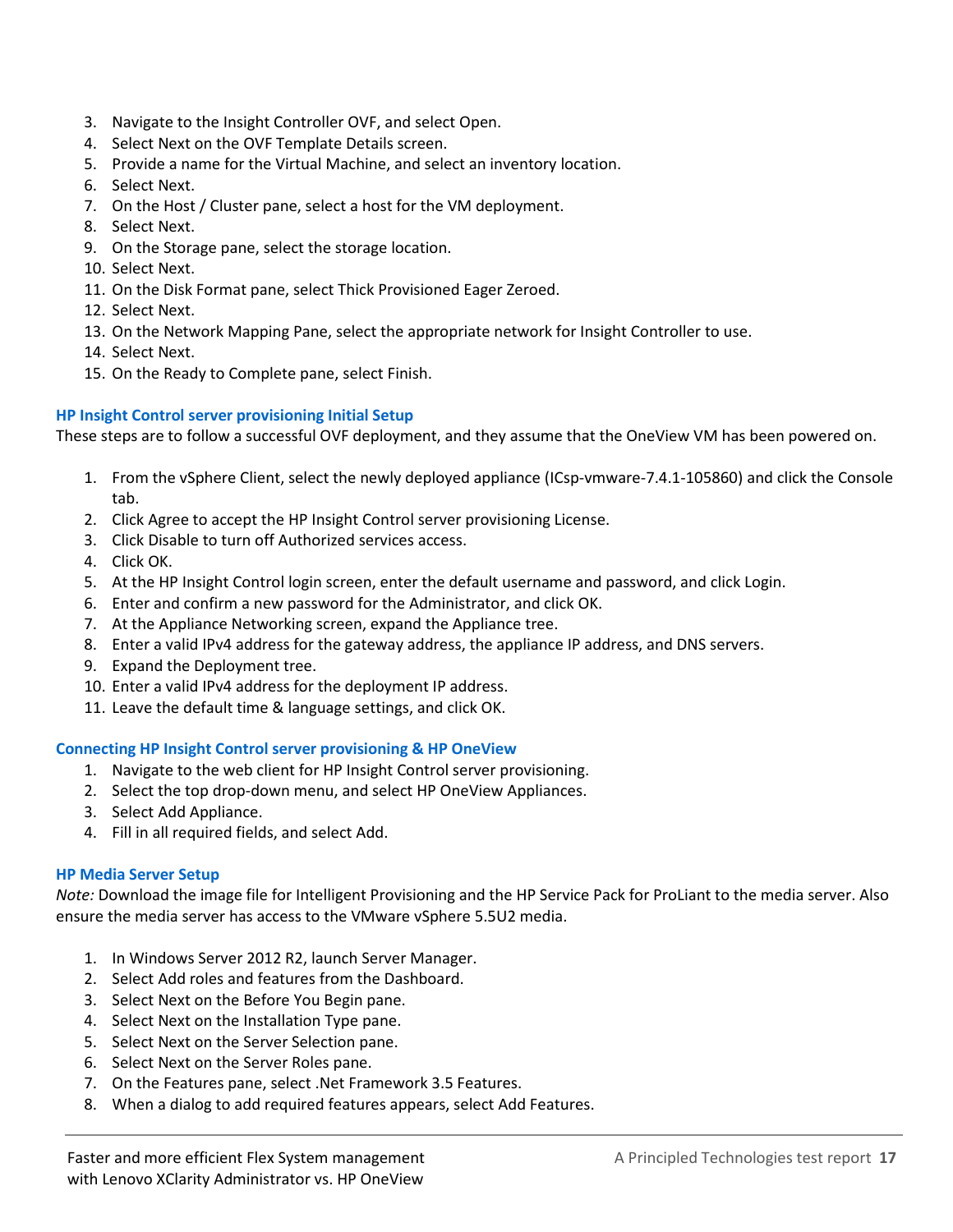3. Navigate to the Insight Controller OVF, and select Open.
4. Select Next on the OVF Template Details screen.
5. Provide a name for the Virtual Machine, and select an inventory location.
6. Select Next.
7. On the Host / Cluster pane, select a host for the VM deployment.
8. Select Next.
9. On the Storage pane, select the storage location.
10. Select Next.
11. On the Disk Format pane, select Thick Provisioned Eager Zeroed.
12. Select Next.
13. On the Network Mapping Pane, select the appropriate network for Insight Controller to use.
14. Select Next.
15. On the Ready to Complete pane, select Finish.

### HP Insight Control server provisioning Initial Setup

These steps are to follow a successful OVF deployment, and they assume that the OneView VM has been powered on.

1. From the vSphere Client, select the newly deployed appliance (ICsp-vmware-7.4.1-105860) and click the Console tab.
2. Click Agree to accept the HP Insight Control server provisioning License.
3. Click Disable to turn off Authorized services access.
4. Click OK.
5. At the HP Insight Control login screen, enter the default username and password, and click Login.
6. Enter and confirm a new password for the Administrator, and click OK.
7. At the Appliance Networking screen, expand the Appliance tree.
8. Enter a valid IPv4 address for the gateway address, the appliance IP address, and DNS servers.
9. Expand the Deployment tree.
10. Enter a valid IPv4 address for the deployment IP address.
11. Leave the default time & language settings, and click OK.

### Connecting HP Insight Control server provisioning & HP OneView

1. Navigate to the web client for HP Insight Control server provisioning.
2. Select the top drop-down menu, and select HP OneView Appliances.
3. Select Add Appliance.
4. Fill in all required fields, and select Add.

### HP Media Server Setup

*Note:* Download the image file for Intelligent Provisioning and the HP Service Pack for ProLiant to the media server. Also ensure the media server has access to the VMware vSphere 5.5U2 media.

1. In Windows Server 2012 R2, launch Server Manager.
2. Select Add roles and features from the Dashboard.
3. Select Next on the Before You Begin pane.
4. Select Next on the Installation Type pane.
5. Select Next on the Server Selection pane.
6. Select Next on the Server Roles pane.
7. On the Features pane, select .Net Framework 3.5 Features.
8. When a dialog to add required features appears, select Add Features.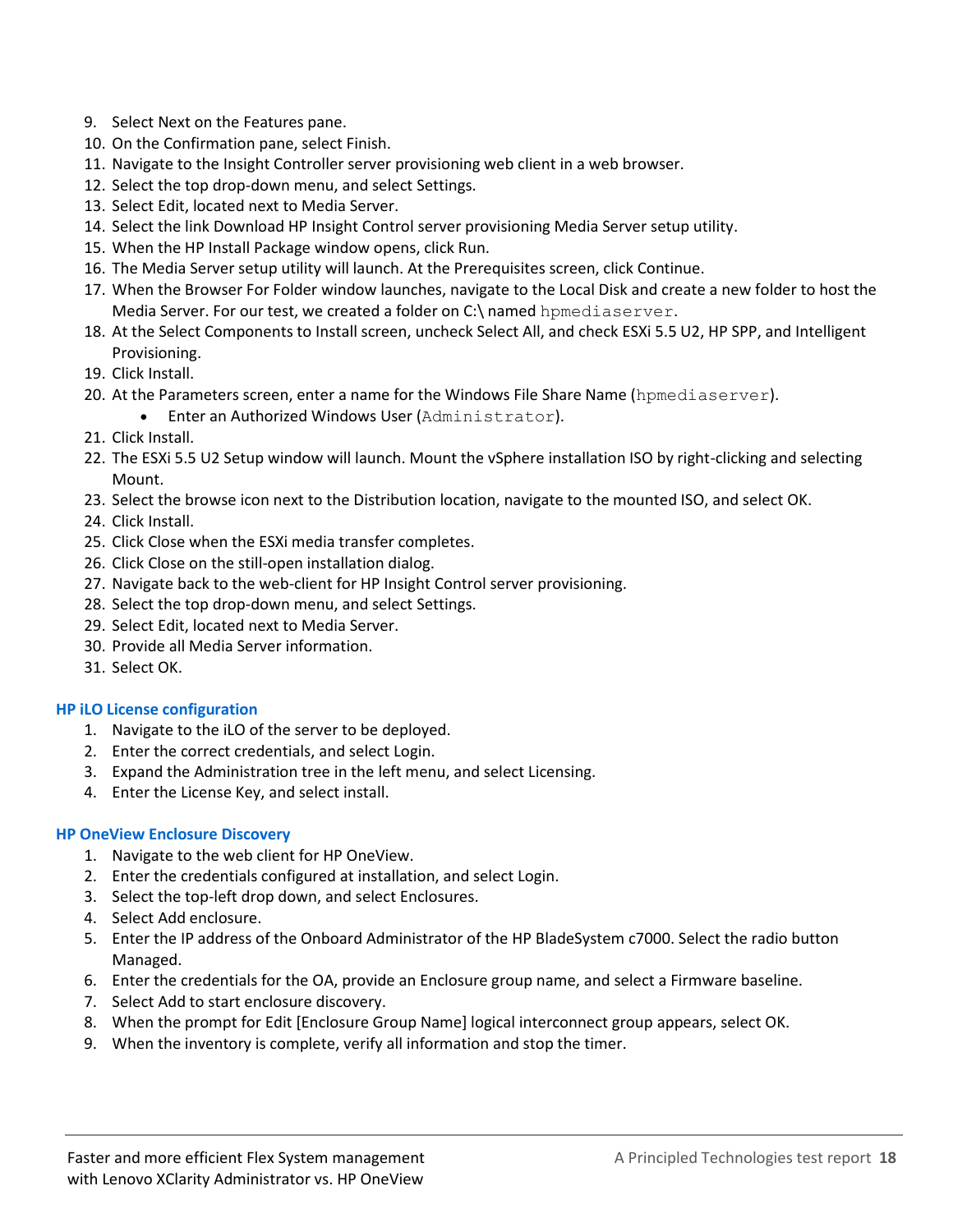9. Select Next on the Features pane.
10. On the Confirmation pane, select Finish.
11. Navigate to the Insight Controller server provisioning web client in a web browser.
12. Select the top drop-down menu, and select Settings.
13. Select Edit, located next to Media Server.
14. Select the link Download HP Insight Control server provisioning Media Server setup utility.
15. When the HP Install Package window opens, click Run.
16. The Media Server setup utility will launch. At the Prerequisites screen, click Continue.
17. When the Browser For Folder window launches, navigate to the Local Disk and create a new folder to host the Media Server. For our test, we created a folder on C:\ named `hpmediaserver`.
18. At the Select Components to Install screen, uncheck Select All, and check ESXi 5.5 U2, HP SPP, and Intelligent Provisioning.
19. Click Install.
20. At the Parameters screen, enter a name for the Windows File Share Name (`hpmediaserver`).
    - Enter an Authorized Windows User (`Administrator`).
21. Click Install.
22. The ESXi 5.5 U2 Setup window will launch. Mount the vSphere installation ISO by right-clicking and selecting Mount.
23. Select the browse icon next to the Distribution location, navigate to the mounted ISO, and select OK.
24. Click Install.
25. Click Close when the ESXi media transfer completes.
26. Click Close on the still-open installation dialog.
27. Navigate back to the web-client for HP Insight Control server provisioning.
28. Select the top drop-down menu, and select Settings.
29. Select Edit, located next to Media Server.
30. Provide all Media Server information.
31. Select OK.

### HP iLO License configuration

1. Navigate to the iLO of the server to be deployed.
2. Enter the correct credentials, and select Login.
3. Expand the Administration tree in the left menu, and select Licensing.
4. Enter the License Key, and select install.

### HP OneView Enclosure Discovery

1. Navigate to the web client for HP OneView.
2. Enter the credentials configured at installation, and select Login.
3. Select the top-left drop down, and select Enclosures.
4. Select Add enclosure.
5. Enter the IP address of the Onboard Administrator of the HP BladeSystem c7000. Select the radio button Managed.
6. Enter the credentials for the OA, provide an Enclosure group name, and select a Firmware baseline.
7. Select Add to start enclosure discovery.
8. When the prompt for Edit [Enclosure Group Name] logical interconnect group appears, select OK.
9. When the inventory is complete, verify all information and stop the timer.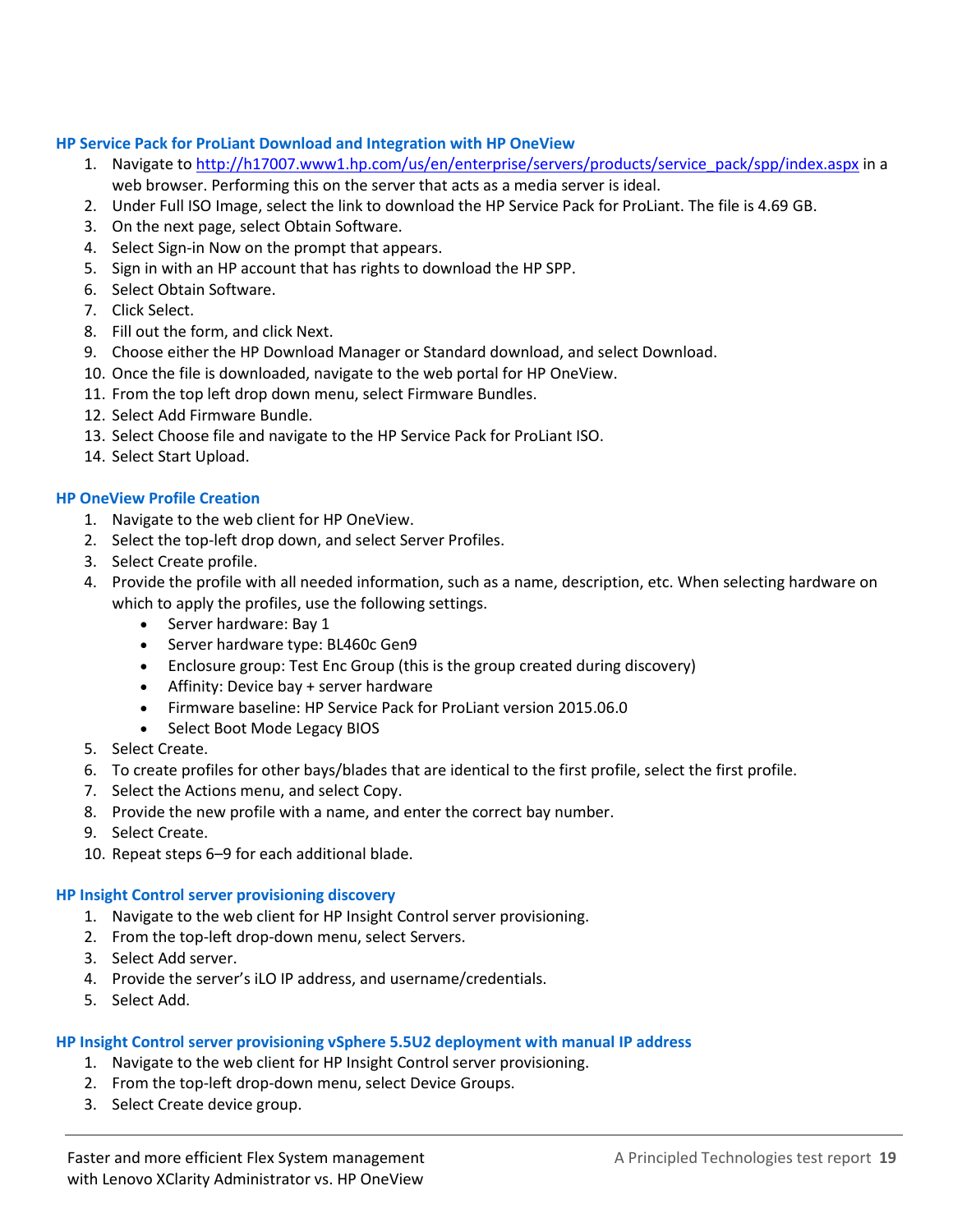### HP Service Pack for ProLiant Download and Integration with HP OneView

1. Navigate to http://h17007.www1.hp.com/us/en/enterprise/servers/products/service_pack/spp/index.aspx in a web browser. Performing this on the server that acts as a media server is ideal.
2. Under Full ISO Image, select the link to download the HP Service Pack for ProLiant. The file is 4.69 GB.
3. On the next page, select Obtain Software.
4. Select Sign-in Now on the prompt that appears.
5. Sign in with an HP account that has rights to download the HP SPP.
6. Select Obtain Software.
7. Click Select.
8. Fill out the form, and click Next.
9. Choose either the HP Download Manager or Standard download, and select Download.
10. Once the file is downloaded, navigate to the web portal for HP OneView.
11. From the top left drop down menu, select Firmware Bundles.
12. Select Add Firmware Bundle.
13. Select Choose file and navigate to the HP Service Pack for ProLiant ISO.
14. Select Start Upload.

### HP OneView Profile Creation

1. Navigate to the web client for HP OneView.
2. Select the top-left drop down, and select Server Profiles.
3. Select Create profile.
4. Provide the profile with all needed information, such as a name, description, etc. When selecting hardware on which to apply the profiles, use the following settings.
   - Server hardware: Bay 1
   - Server hardware type: BL460c Gen9
   - Enclosure group: Test Enc Group (this is the group created during discovery)
   - Affinity: Device bay + server hardware
   - Firmware baseline: HP Service Pack for ProLiant version 2015.06.0
   - Select Boot Mode Legacy BIOS
5. Select Create.
6. To create profiles for other bays/blades that are identical to the first profile, select the first profile.
7. Select the Actions menu, and select Copy.
8. Provide the new profile with a name, and enter the correct bay number.
9. Select Create.
10. Repeat steps 6–9 for each additional blade.

### HP Insight Control server provisioning discovery

1. Navigate to the web client for HP Insight Control server provisioning.
2. From the top-left drop-down menu, select Servers.
3. Select Add server.
4. Provide the server's iLO IP address, and username/credentials.
5. Select Add.

### HP Insight Control server provisioning vSphere 5.5U2 deployment with manual IP address

1. Navigate to the web client for HP Insight Control server provisioning.
2. From the top-left drop-down menu, select Device Groups.
3. Select Create device group.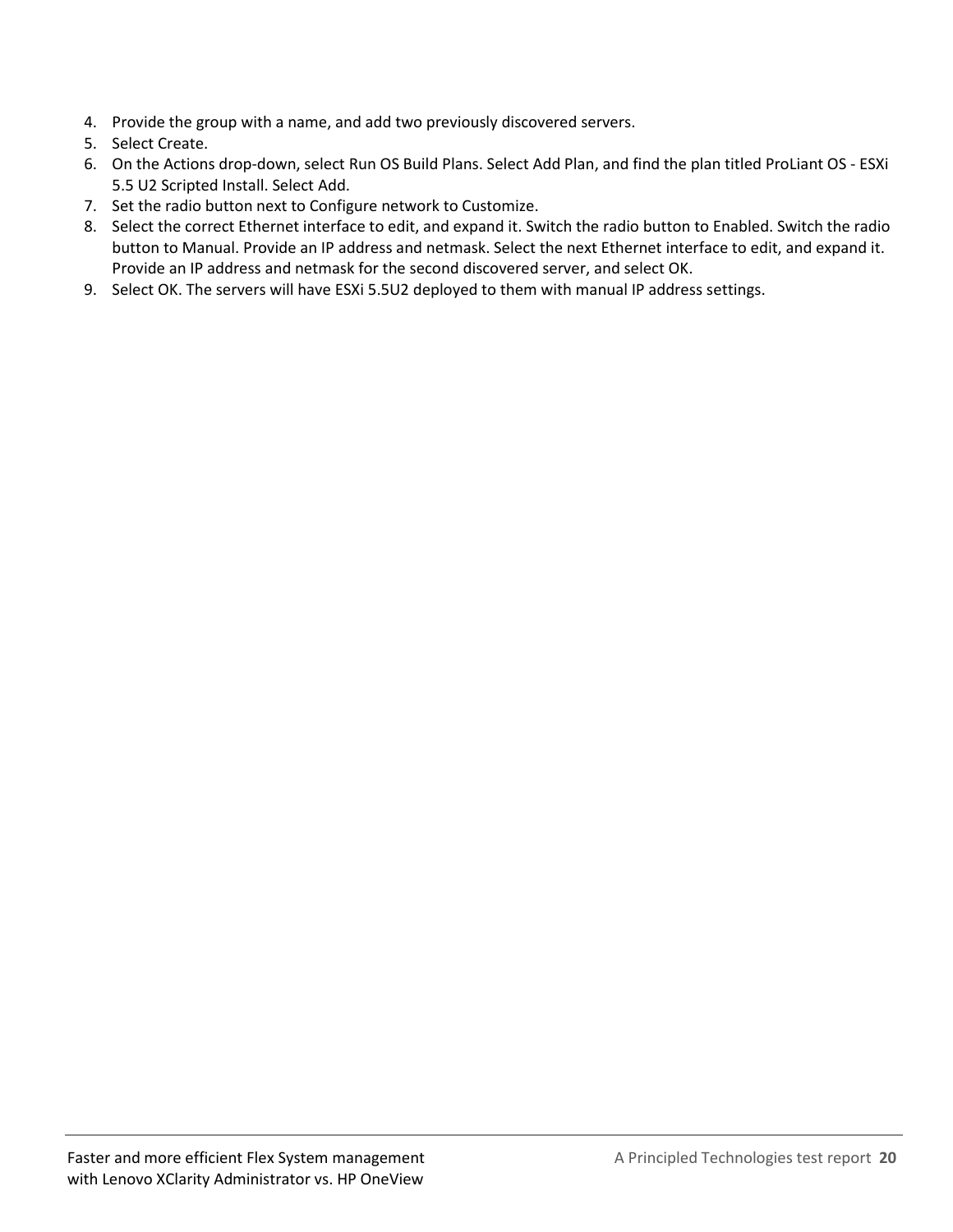4. Provide the group with a name, and add two previously discovered servers.
5. Select Create.
6. On the Actions drop-down, select Run OS Build Plans. Select Add Plan, and find the plan titled ProLiant OS - ESXi 5.5 U2 Scripted Install. Select Add.
7. Set the radio button next to Configure network to Customize.
8. Select the correct Ethernet interface to edit, and expand it. Switch the radio button to Enabled. Switch the radio button to Manual. Provide an IP address and netmask. Select the next Ethernet interface to edit, and expand it. Provide an IP address and netmask for the second discovered server, and select OK.
9. Select OK. The servers will have ESXi 5.5U2 deployed to them with manual IP address settings.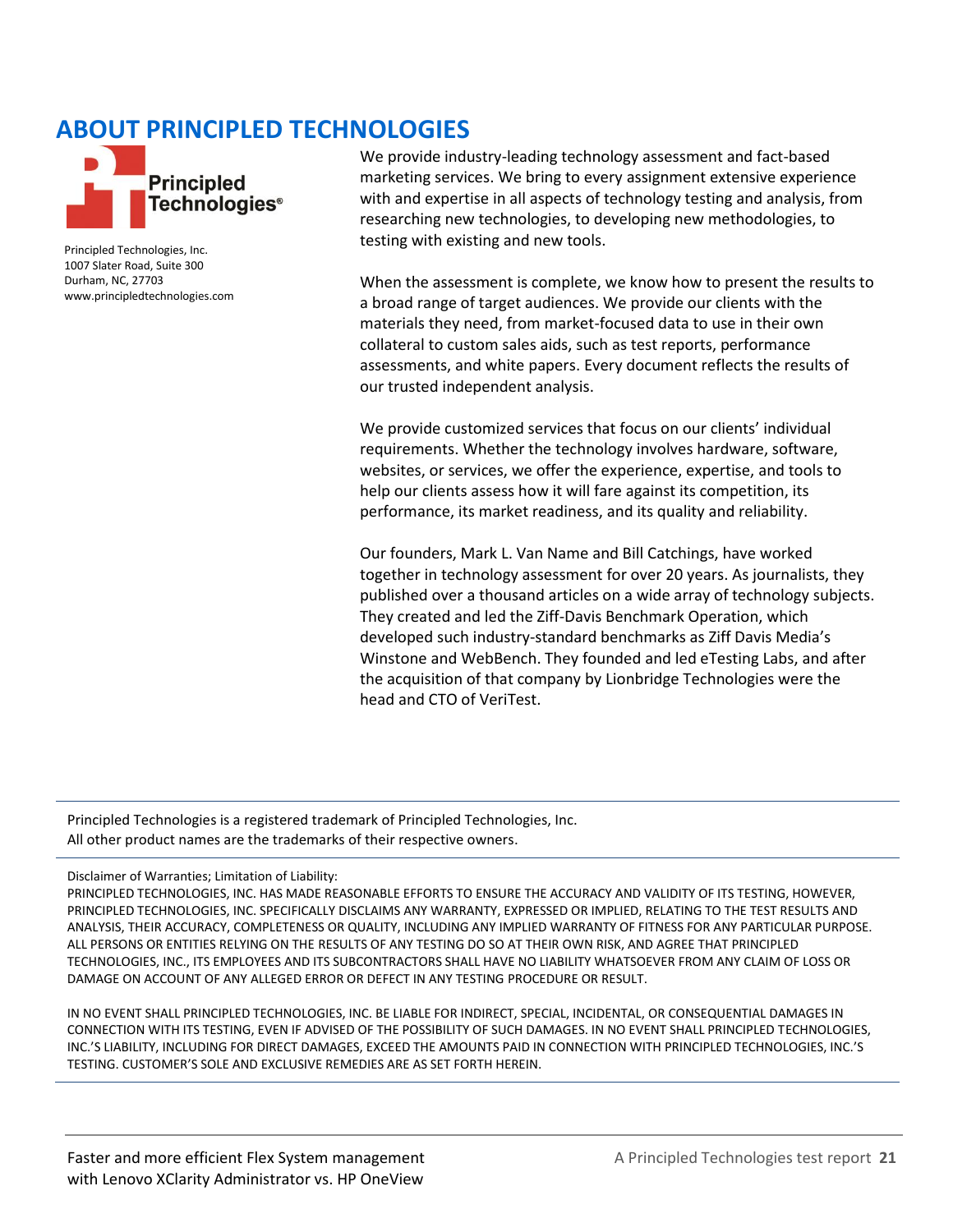## ABOUT PRINCIPLED TECHNOLOGIES

Principled Technologies, Inc.
1007 Slater Road, Suite 300
Durham, NC, 27703
www.principledtechnologies.com

We provide industry-leading technology assessment and fact-based marketing services. We bring to every assignment extensive experience with and expertise in all aspects of technology testing and analysis, from researching new technologies, to developing new methodologies, to testing with existing and new tools.

When the assessment is complete, we know how to present the results to a broad range of target audiences. We provide our clients with the materials they need, from market-focused data to use in their own collateral to custom sales aids, such as test reports, performance assessments, and white papers. Every document reflects the results of our trusted independent analysis.

We provide customized services that focus on our clients' individual requirements. Whether the technology involves hardware, software, websites, or services, we offer the experience, expertise, and tools to help our clients assess how it will fare against its competition, its performance, its market readiness, and its quality and reliability.

Our founders, Mark L. Van Name and Bill Catchings, have worked together in technology assessment for over 20 years. As journalists, they published over a thousand articles on a wide array of technology subjects. They created and led the Ziff-Davis Benchmark Operation, which developed such industry-standard benchmarks as Ziff Davis Media's Winstone and WebBench. They founded and led eTesting Labs, and after the acquisition of that company by Lionbridge Technologies were the head and CTO of VeriTest.

---

Principled Technologies is a registered trademark of Principled Technologies, Inc.
All other product names are the trademarks of their respective owners.

---

Disclaimer of Warranties; Limitation of Liability:
PRINCIPLED TECHNOLOGIES, INC. HAS MADE REASONABLE EFFORTS TO ENSURE THE ACCURACY AND VALIDITY OF ITS TESTING, HOWEVER, PRINCIPLED TECHNOLOGIES, INC. SPECIFICALLY DISCLAIMS ANY WARRANTY, EXPRESSED OR IMPLIED, RELATING TO THE TEST RESULTS AND ANALYSIS, THEIR ACCURACY, COMPLETENESS OR QUALITY, INCLUDING ANY IMPLIED WARRANTY OF FITNESS FOR ANY PARTICULAR PURPOSE. ALL PERSONS OR ENTITIES RELYING ON THE RESULTS OF ANY TESTING DO SO AT THEIR OWN RISK, AND AGREE THAT PRINCIPLED TECHNOLOGIES, INC., ITS EMPLOYEES AND ITS SUBCONTRACTORS SHALL HAVE NO LIABILITY WHATSOEVER FROM ANY CLAIM OF LOSS OR DAMAGE ON ACCOUNT OF ANY ALLEGED ERROR OR DEFECT IN ANY TESTING PROCEDURE OR RESULT.

IN NO EVENT SHALL PRINCIPLED TECHNOLOGIES, INC. BE LIABLE FOR INDIRECT, SPECIAL, INCIDENTAL, OR CONSEQUENTIAL DAMAGES IN CONNECTION WITH ITS TESTING, EVEN IF ADVISED OF THE POSSIBILITY OF SUCH DAMAGES. IN NO EVENT SHALL PRINCIPLED TECHNOLOGIES, INC.'S LIABILITY, INCLUDING FOR DIRECT DAMAGES, EXCEED THE AMOUNTS PAID IN CONNECTION WITH PRINCIPLED TECHNOLOGIES, INC.'S TESTING. CUSTOMER'S SOLE AND EXCLUSIVE REMEDIES ARE AS SET FORTH HEREIN.